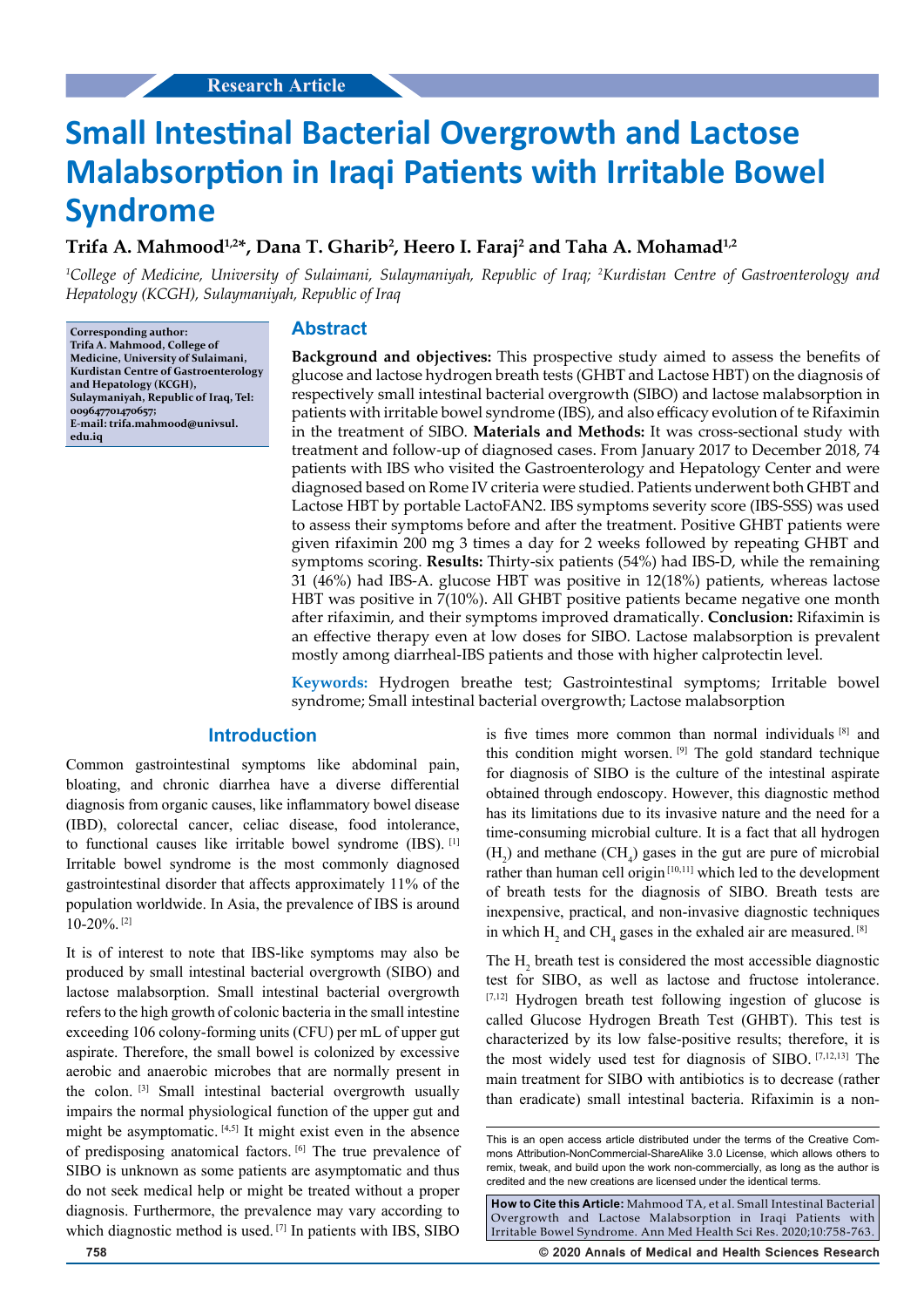Research Article

# Small Intestinal Bacterial Overgrowth and Lactose Malabsorption in Iraqi Patients with Irritable Bowel Syndrome

**Trifa A. Mahmood[1,2]*, Dana T. Gharib[2], Heero I. Faraj[2] and Taha A. Mohamad[1,2]**

*[1]College of Medicine, University of Sulaimani, Sulaymaniyah, Republic of Iraq; [2]Kurdistan Centre of Gastroenterology and Hepatology (KCGH), Sulaymaniyah, Republic of Iraq*

**Corresponding author: Trifa A. Mahmood, College of Medicine, University of Sulaimani, Kurdistan Centre of Gastroenterology and Hepatology (KCGH), Sulaymaniyah, Republic of Iraq, Tel: 009647701470657; E-mail: trifa.mahmood@univsul.edu.iq**

## Abstract

**Background and objectives:** This prospective study aimed to assess the benefits of glucose and lactose hydrogen breath tests (GHBT and Lactose HBT) on the diagnosis of respectively small intestinal bacterial overgrowth (SIBO) and lactose malabsorption in patients with irritable bowel syndrome (IBS), and also efficacy evolution of te Rifaximin in the treatment of SIBO. **Materials and Methods:** It was cross-sectional study with treatment and follow-up of diagnosed cases. From January 2017 to December 2018, 74 patients with IBS who visited the Gastroenterology and Hepatology Center and were diagnosed based on Rome IV criteria were studied. Patients underwent both GHBT and Lactose HBT by portable LactoFAN2. IBS symptoms severity score (IBS-SSS) was used to assess their symptoms before and after the treatment. Positive GHBT patients were given rifaximin 200 mg 3 times a day for 2 weeks followed by repeating GHBT and symptoms scoring. **Results:** Thirty-six patients (54%) had IBS-D, while the remaining 31 (46%) had IBS-A. glucose HBT was positive in 12(18%) patients, whereas lactose HBT was positive in 7(10%). All GHBT positive patients became negative one month after rifaximin, and their symptoms improved dramatically. **Conclusion:** Rifaximin is an effective therapy even at low doses for SIBO. Lactose malabsorption is prevalent mostly among diarrheal-IBS patients and those with higher calprotectin level.

**Keywords:** Hydrogen breathe test; Gastrointestinal symptoms; Irritable bowel syndrome; Small intestinal bacterial overgrowth; Lactose malabsorption

## Introduction

Common gastrointestinal symptoms like abdominal pain, bloating, and chronic diarrhea have a diverse differential diagnosis from organic causes, like inflammatory bowel disease (IBD), colorectal cancer, celiac disease, food intolerance, to functional causes like irritable bowel syndrome (IBS). [1] Irritable bowel syndrome is the most commonly diagnosed gastrointestinal disorder that affects approximately 11% of the population worldwide. In Asia, the prevalence of IBS is around 10-20%. [2]

It is of interest to note that IBS-like symptoms may also be produced by small intestinal bacterial overgrowth (SIBO) and lactose malabsorption. Small intestinal bacterial overgrowth refers to the high growth of colonic bacteria in the small intestine exceeding 106 colony-forming units (CFU) per mL of upper gut aspirate. Therefore, the small bowel is colonized by excessive aerobic and anaerobic microbes that are normally present in the colon. [3] Small intestinal bacterial overgrowth usually impairs the normal physiological function of the upper gut and might be asymptomatic. [4,5] It might exist even in the absence of predisposing anatomical factors. [6] The true prevalence of SIBO is unknown as some patients are asymptomatic and thus do not seek medical help or might be treated without a proper diagnosis. Furthermore, the prevalence may vary according to which diagnostic method is used. [7] In patients with IBS, SIBO is five times more common than normal individuals [8] and this condition might worsen. [9] The gold standard technique for diagnosis of SIBO is the culture of the intestinal aspirate obtained through endoscopy. However, this diagnostic method has its limitations due to its invasive nature and the need for a time-consuming microbial culture. It is a fact that all hydrogen ($H_2$) and methane ($CH_4$) gases in the gut are pure of microbial rather than human cell origin [10,11] which led to the development of breath tests for the diagnosis of SIBO. Breath tests are inexpensive, practical, and non-invasive diagnostic techniques in which $H_2$ and $CH_4$ gases in the exhaled air are measured. [8]

The $H_2$ breath test is considered the most accessible diagnostic test for SIBO, as well as lactose and fructose intolerance. [7,12] Hydrogen breath test following ingestion of glucose is called Glucose Hydrogen Breath Test (GHBT). This test is characterized by its low false-positive results; therefore, it is the most widely used test for diagnosis of SIBO. [7,12,13] The main treatment for SIBO with antibiotics is to decrease (rather than eradicate) small intestinal bacteria. Rifaximin is a non-

This is an open access article distributed under the terms of the Creative Commons Attribution-NonCommercial-ShareAlike 3.0 License, which allows others to remix, tweak, and build upon the work non-commercially, as long as the author is credited and the new creations are licensed under the identical terms.

**How to Cite this Article:** Mahmood TA, et al. Small Intestinal Bacterial Overgrowth and Lactose Malabsorption in Iraqi Patients with Irritable Bowel Syndrome. Ann Med Health Sci Res. 2020;10:758-763.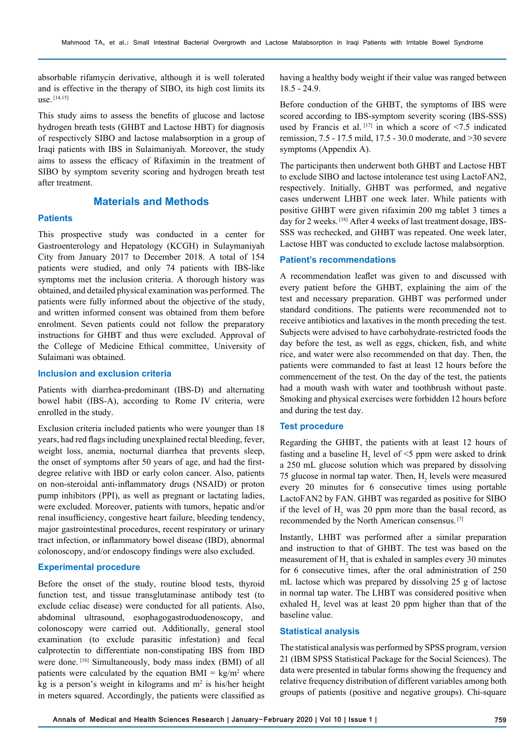absorbable rifamycin derivative, although it is well tolerated and is effective in the therapy of SIBO, its high cost limits its use.[14,15]

This study aims to assess the benefits of glucose and lactose hydrogen breath tests (GHBT and Lactose HBT) for diagnosis of respectively SIBO and lactose malabsorption in a group of Iraqi patients with IBS in Sulaimaniyah. Moreover, the study aims to assess the efficacy of Rifaximin in the treatment of SIBO by symptom severity scoring and hydrogen breath test after treatment.

## Materials and Methods

### Patients

This prospective study was conducted in a center for Gastroenterology and Hepatology (KCGH) in Sulaymaniyah City from January 2017 to December 2018. A total of 154 patients were studied, and only 74 patients with IBS-like symptoms met the inclusion criteria. A thorough history was obtained, and detailed physical examination was performed. The patients were fully informed about the objective of the study, and written informed consent was obtained from them before enrolment. Seven patients could not follow the preparatory instructions for GHBT and thus were excluded. Approval of the College of Medicine Ethical committee, University of Sulaimani was obtained.

### Inclusion and exclusion criteria

Patients with diarrhea-predominant (IBS-D) and alternating bowel habit (IBS-A), according to Rome IV criteria, were enrolled in the study.

Exclusion criteria included patients who were younger than 18 years, had red flags including unexplained rectal bleeding, fever, weight loss, anemia, nocturnal diarrhea that prevents sleep, the onset of symptoms after 50 years of age, and had the first-degree relative with IBD or early colon cancer. Also, patients on non-steroidal anti-inflammatory drugs (NSAID) or proton pump inhibitors (PPI), as well as pregnant or lactating ladies, were excluded. Moreover, patients with tumors, hepatic and/or renal insufficiency, congestive heart failure, bleeding tendency, major gastrointestinal procedures, recent respiratory or urinary tract infection, or inflammatory bowel disease (IBD), abnormal colonoscopy, and/or endoscopy findings were also excluded.

### Experimental procedure

Before the onset of the study, routine blood tests, thyroid function test, and tissue transglutaminase antibody test (to exclude celiac disease) were conducted for all patients. Also, abdominal ultrasound, esophagogastroduodenoscopy, and colonoscopy were carried out. Additionally, general stool examination (to exclude parasitic infestation) and fecal calprotectin to differentiate non-constipating IBS from IBD were done.[16] Simultaneously, body mass index (BMI) of all patients were calculated by the equation BMI = $kg/m^2$ where kg is a person's weight in kilograms and $m^2$ is his/her height in meters squared. Accordingly, the patients were classified as having a healthy body weight if their value was ranged between 18.5 - 24.9.

Before conduction of the GHBT, the symptoms of IBS were scored according to IBS-symptom severity scoring (IBS-SSS) used by Francis et al.[17] in which a score of <7.5 indicated remission, 7.5 - 17.5 mild, 17.5 - 30.0 moderate, and >30 severe symptoms (Appendix A).

The participants then underwent both GHBT and Lactose HBT to exclude SIBO and lactose intolerance test using LactoFAN2, respectively. Initially, GHBT was performed, and negative cases underwent LHBT one week later. While patients with positive GHBT were given rifaximin 200 mg tablet 3 times a day for 2 weeks.[18] After 4 weeks of last treatment dosage, IBS-SSS was rechecked, and GHBT was repeated. One week later, Lactose HBT was conducted to exclude lactose malabsorption.

### Patient's recommendations

A recommendation leaflet was given to and discussed with every patient before the GHBT, explaining the aim of the test and necessary preparation. GHBT was performed under standard conditions. The patients were recommended not to receive antibiotics and laxatives in the month preceding the test. Subjects were advised to have carbohydrate-restricted foods the day before the test, as well as eggs, chicken, fish, and white rice, and water were also recommended on that day. Then, the patients were commanded to fast at least 12 hours before the commencement of the test. On the day of the test, the patients had a mouth wash with water and toothbrush without paste. Smoking and physical exercises were forbidden 12 hours before and during the test day.

### Test procedure

Regarding the GHBT, the patients with at least 12 hours of fasting and a baseline $H_2$ level of <5 ppm were asked to drink a 250 mL glucose solution which was prepared by dissolving 75 glucose in normal tap water. Then, $H_2$ levels were measured every 20 minutes for 6 consecutive times using portable LactoFAN2 by FAN. GHBT was regarded as positive for SIBO if the level of $H_2$ was 20 ppm more than the basal record, as recommended by the North American consensus.[7]

Instantly, LHBT was performed after a similar preparation and instruction to that of GHBT. The test was based on the measurement of $H_2$ that is exhaled in samples every 30 minutes for 6 consecutive times, after the oral administration of 250 mL lactose which was prepared by dissolving 25 g of lactose in normal tap water. The LHBT was considered positive when exhaled $H_2$ level was at least 20 ppm higher than that of the baseline value.

### Statistical analysis

The statistical analysis was performed by SPSS program, version 21 (IBM SPSS Statistical Package for the Social Sciences). The data were presented in tabular forms showing the frequency and relative frequency distribution of different variables among both groups of patients (positive and negative groups). Chi-square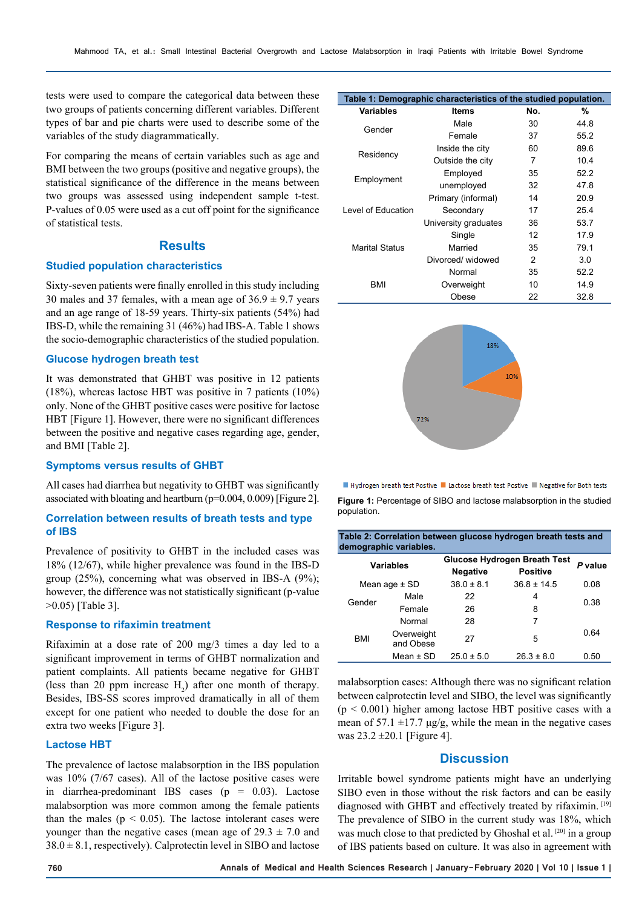tests were used to compare the categorical data between these two groups of patients concerning different variables. Different types of bar and pie charts were used to describe some of the variables of the study diagrammatically.

For comparing the means of certain variables such as age and BMI between the two groups (positive and negative groups), the statistical significance of the difference in the means between two groups was assessed using independent sample t-test. P-values of 0.05 were used as a cut off point for the significance of statistical tests.

## Results

### Studied population characteristics

Sixty-seven patients were finally enrolled in this study including 30 males and 37 females, with a mean age of 36.9 ± 9.7 years and an age range of 18-59 years. Thirty-six patients (54%) had IBS-D, while the remaining 31 (46%) had IBS-A. Table 1 shows the socio-demographic characteristics of the studied population.

### Glucose hydrogen breath test

It was demonstrated that GHBT was positive in 12 patients (18%), whereas lactose HBT was positive in 7 patients (10%) only. None of the GHBT positive cases were positive for lactose HBT [Figure 1]. However, there were no significant differences between the positive and negative cases regarding age, gender, and BMI [Table 2].

### Symptoms versus results of GHBT

All cases had diarrhea but negativity to GHBT was significantly associated with bloating and heartburn (p=0.004, 0.009) [Figure 2].

### Correlation between results of breath tests and type of IBS

Prevalence of positivity to GHBT in the included cases was 18% (12/67), while higher prevalence was found in the IBS-D group (25%), concerning what was observed in IBS-A (9%); however, the difference was not statistically significant (p-value >0.05) [Table 3].

### Response to rifaximin treatment

Rifaximin at a dose rate of 200 mg/3 times a day led to a significant improvement in terms of GHBT normalization and patient complaints. All patients became negative for GHBT (less than 20 ppm increase $H_2$) after one month of therapy. Besides, IBS-SS scores improved dramatically in all of them except for one patient who needed to double the dose for an extra two weeks [Figure 3].

### Lactose HBT

The prevalence of lactose malabsorption in the IBS population was 10% (7/67 cases). All of the lactose positive cases were in diarrhea-predominant IBS cases (p = 0.03). Lactose malabsorption was more common among the female patients than the males ($p < 0.05$). The lactose intolerant cases were younger than the negative cases (mean age of 29.3 ± 7.0 and 38.0 ± 8.1, respectively). Calprotectin level in SIBO and lactose malabsorption cases: Although there was no significant relation between calprotectin level and SIBO, the level was significantly ($p < 0.001$) higher among lactose HBT positive cases with a mean of 57.1 ±17.7 µg/g, while the mean in the negative cases was 23.2 ±20.1 [Figure 4].

**Table 1: Demographic characteristics of the studied population.**

| Variables | Items | No. | % |
|---|---|---|---|
| Gender | Male | 30 | 44.8 |
| | Female | 37 | 55.2 |
| Residency | Inside the city | 60 | 89.6 |
| | Outside the city | 7 | 10.4 |
| Employment | Employed | 35 | 52.2 |
| | unemployed | 32 | 47.8 |
| Level of Education | Primary (informal) | 14 | 20.9 |
| | Secondary | 17 | 25.4 |
| | University graduates | 36 | 53.7 |
| Marital Status | Single | 12 | 17.9 |
| | Married | 35 | 79.1 |
| | Divorced/ widowed | 2 | 3.0 |
| BMI | Normal | 35 | 52.2 |
| | Overweight | 10 | 14.9 |
| | Obese | 22 | 32.8 |

18%
10%
72%

Hydrogen breath test Postive | Lactose breath test Postive | Negative for Both tests

**Figure 1:** Percentage of SIBO and lactose malabsorption in the studied population.

**Table 2: Correlation between glucose hydrogen breath tests and demographic variables.**

| Variables | | Glucose Hydrogen Breath Test | | P value |
|---|---|---|---|---|
| | | Negative | Positive | |
| Mean age ± SD | | 38.0 ± 8.1 | 36.8 ± 14.5 | 0.08 |
| Gender | Male | 22 | 4 | 0.38 |
| | Female | 26 | 8 | |
| BMI | Normal | 28 | 7 | 0.64 |
| | Overweight and Obese | 27 | 5 | |
| | Mean ± SD | 25.0 ± 5.0 | 26.3 ± 8.0 | 0.50 |

## Discussion

Irritable bowel syndrome patients might have an underlying SIBO even in those without the risk factors and can be easily diagnosed with GHBT and effectively treated by rifaximin. [19] The prevalence of SIBO in the current study was 18%, which was much close to that predicted by Ghoshal et al. [20] in a group of IBS patients based on culture. It was also in agreement with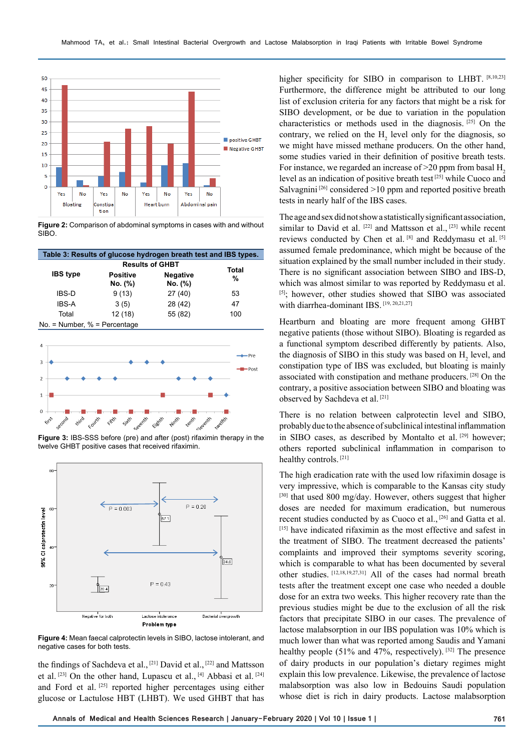Figure 2: Comparison of abdominal symptoms in cases with and without SIBO.

**Table 3: Results of glucose hydrogen breath test and IBS types.**

| IBS type | Results of GHBT | | Total % |
|---|---|---|---|
| | Positive No. (%) | Negative No. (%) | |
| IBS-D | 9 (13) | 27 (40) | 53 |
| IBS-A | 3 (5) | 28 (42) | 47 |
| Total | 12 (18) | 55 (82) | 100 |

No. = Number, % = Percentage

Figure 3: IBS-SSS before (pre) and after (post) rifaximin therapy in the twelve GHBT positive cases that received rifaximin.

Figure 4: Mean faecal calprotectin levels in SIBO, lactose intolerant, and negative cases for both tests.

the findings of Sachdeva et al.,[21] David et al.,[22] and Mattsson et al.[23] On the other hand, Lupascu et al.,[4] Abbasi et al.[24] and Ford et al.[25] reported higher percentages using either glucose or Lactulose HBT (LHBT). We used GHBT that has higher specificity for SIBO in comparison to LHBT.[8,10,23] Furthermore, the difference might be attributed to our long list of exclusion criteria for any factors that might be a risk for SIBO development, or be due to variation in the population characteristics or methods used in the diagnosis.[25] On the contrary, we relied on the $H_2$ level only for the diagnosis, so we might have missed methane producers. On the other hand, some studies varied in their definition of positive breath tests. For instance, we regarded an increase of >20 ppm from basal $H_2$ level as an indication of positive breath test[25] while Cuoco and Salvagnini[26] considered >10 ppm and reported positive breath tests in nearly half of the IBS cases.

The age and sex did not show a statistically significant association, similar to David et al.[22] and Mattsson et al.,[23] while recent reviews conducted by Chen et al.[8] and Reddymasu et al.[5] assumed female predominance, which might be because of the situation explained by the small number included in their study. There is no significant association between SIBO and IBS-D, which was almost similar to was reported by Reddymasu et al.[5]; however, other studies showed that SIBO was associated with diarrhea-dominant IBS.[19, 20,21,27]

Heartburn and bloating are more frequent among GHBT negative patients (those without SIBO). Bloating is regarded as a functional symptom described differently by patients. Also, the diagnosis of SIBO in this study was based on $H_2$ level, and constipation type of IBS was excluded, but bloating is mainly associated with constipation and methane producers.[28] On the contrary, a positive association between SIBO and bloating was observed by Sachdeva et al.[21]

There is no relation between calprotectin level and SIBO, probably due to the absence of subclinical intestinal inflammation in SIBO cases, as described by Montalto et al.[29] however; others reported subclinical inflammation in comparison to healthy controls.[21]

The high eradication rate with the used low rifaximin dosage is very impressive, which is comparable to the Kansas city study[30] that used 800 mg/day. However, others suggest that higher doses are needed for maximum eradication, but numerous recent studies conducted by as Cuoco et al.,[26] and Gatta et al.[15] have indicated rifaximin as the most effective and safest in the treatment of SIBO. The treatment decreased the patients' complaints and improved their symptoms severity scoring, which is comparable to what has been documented by several other studies.[12,18,19,27,31] All of the cases had normal breath tests after the treatment except one case who needed a double dose for an extra two weeks. This higher recovery rate than the previous studies might be due to the exclusion of all the risk factors that precipitate SIBO in our cases. The prevalence of lactose malabsorption in our IBS population was 10% which is much lower than what was reported among Saudis and Yamani healthy people (51% and 47%, respectively).[32] The presence of dairy products in our population's dietary regimes might explain this low prevalence. Likewise, the prevalence of lactose malabsorption was also low in Bedouins Saudi population whose diet is rich in dairy products. Lactose malabsorption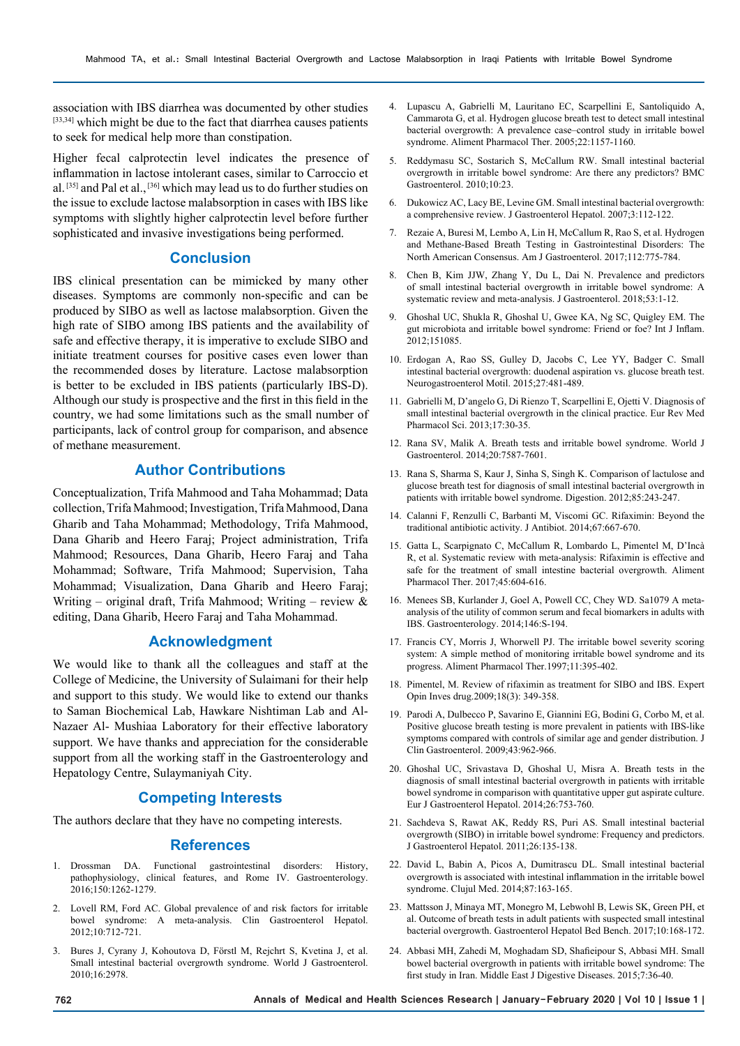association with IBS diarrhea was documented by other studies [33,34] which might be due to the fact that diarrhea causes patients to seek for medical help more than constipation.

Higher fecal calprotectin level indicates the presence of inflammation in lactose intolerant cases, similar to Carroccio et al. [35] and Pal et al., [36] which may lead us to do further studies on the issue to exclude lactose malabsorption in cases with IBS like symptoms with slightly higher calprotectin level before further sophisticated and invasive investigations being performed.

## Conclusion

IBS clinical presentation can be mimicked by many other diseases. Symptoms are commonly non-specific and can be produced by SIBO as well as lactose malabsorption. Given the high rate of SIBO among IBS patients and the availability of safe and effective therapy, it is imperative to exclude SIBO and initiate treatment courses for positive cases even lower than the recommended doses by literature. Lactose malabsorption is better to be excluded in IBS patients (particularly IBS-D). Although our study is prospective and the first in this field in the country, we had some limitations such as the small number of participants, lack of control group for comparison, and absence of methane measurement.

## Author Contributions

Conceptualization, Trifa Mahmood and Taha Mohammad; Data collection, Trifa Mahmood; Investigation, Trifa Mahmood, Dana Gharib and Taha Mohammad; Methodology, Trifa Mahmood, Dana Gharib and Heero Faraj; Project administration, Trifa Mahmood; Resources, Dana Gharib, Heero Faraj and Taha Mohammad; Software, Trifa Mahmood; Supervision, Taha Mohammad; Visualization, Dana Gharib and Heero Faraj; Writing – original draft, Trifa Mahmood; Writing – review & editing, Dana Gharib, Heero Faraj and Taha Mohammad.

## Acknowledgment

We would like to thank all the colleagues and staff at the College of Medicine, the University of Sulaimani for their help and support to this study. We would like to extend our thanks to Saman Biochemical Lab, Hawkare Nishtiman Lab and Al-Nazaer Al- Mushiaa Laboratory for their effective laboratory support. We have thanks and appreciation for the considerable support from all the working staff in the Gastroenterology and Hepatology Centre, Sulaymaniyah City.

## Competing Interests

The authors declare that they have no competing interests.

## References

1. Drossman DA. Functional gastrointestinal disorders: History, pathophysiology, clinical features, and Rome IV. Gastroenterology. 2016;150:1262-1279.
2. Lovell RM, Ford AC. Global prevalence of and risk factors for irritable bowel syndrome: A meta-analysis. Clin Gastroenterol Hepatol. 2012;10:712-721.
3. Bures J, Cyrany J, Kohoutova D, Förstl M, Rejchrt S, Kvetina J, et al. Small intestinal bacterial overgrowth syndrome. World J Gastroenterol. 2010;16:2978.
4. Lupascu A, Gabrielli M, Lauritano EC, Scarpellini E, Santoliquido A, Cammarota G, et al. Hydrogen glucose breath test to detect small intestinal bacterial overgrowth: A prevalence case–control study in irritable bowel syndrome. Aliment Pharmacol Ther. 2005;22:1157-1160.
5. Reddymasu SC, Sostarich S, McCallum RW. Small intestinal bacterial overgrowth in irritable bowel syndrome: Are there any predictors? BMC Gastroenterol. 2010;10:23.
6. Dukowicz AC, Lacy BE, Levine GM. Small intestinal bacterial overgrowth: a comprehensive review. J Gastroenterol Hepatol. 2007;3:112-122.
7. Rezaie A, Buresi M, Lembo A, Lin H, McCallum R, Rao S, et al. Hydrogen and Methane-Based Breath Testing in Gastrointestinal Disorders: The North American Consensus. Am J Gastroenterol. 2017;112:775-784.
8. Chen B, Kim JJW, Zhang Y, Du L, Dai N. Prevalence and predictors of small intestinal bacterial overgrowth in irritable bowel syndrome: A systematic review and meta-analysis. J Gastroenterol. 2018;53:1-12.
9. Ghoshal UC, Shukla R, Ghoshal U, Gwee KA, Ng SC, Quigley EM. The gut microbiota and irritable bowel syndrome: Friend or foe? Int J Inflam. 2012;151085.
10. Erdogan A, Rao SS, Gulley D, Jacobs C, Lee YY, Badger C. Small intestinal bacterial overgrowth: duodenal aspiration vs. glucose breath test. Neurogastroenterol Motil. 2015;27:481-489.
11. Gabrielli M, D'angelo G, Di Rienzo T, Scarpellini E, Ojetti V. Diagnosis of small intestinal bacterial overgrowth in the clinical practice. Eur Rev Med Pharmacol Sci. 2013;17:30-35.
12. Rana SV, Malik A. Breath tests and irritable bowel syndrome. World J Gastroenterol. 2014;20:7587-7601.
13. Rana S, Sharma S, Kaur J, Sinha S, Singh K. Comparison of lactulose and glucose breath test for diagnosis of small intestinal bacterial overgrowth in patients with irritable bowel syndrome. Digestion. 2012;85:243-247.
14. Calanni F, Renzulli C, Barbanti M, Viscomi GC. Rifaximin: Beyond the traditional antibiotic activity. J Antibiot. 2014;67:667-670.
15. Gatta L, Scarpignato C, McCallum R, Lombardo L, Pimentel M, D'Incà R, et al. Systematic review with meta-analysis: Rifaximin is effective and safe for the treatment of small intestine bacterial overgrowth. Aliment Pharmacol Ther. 2017;45:604-616.
16. Menees SB, Kurlander J, Goel A, Powell CC, Chey WD. Sa1079 A meta-analysis of the utility of common serum and fecal biomarkers in adults with IBS. Gastroenterology. 2014;146:S-194.
17. Francis CY, Morris J, Whorwell PJ. The irritable bowel severity scoring system: A simple method of monitoring irritable bowel syndrome and its progress. Aliment Pharmacol Ther.1997;11:395-402.
18. Pimentel, M. Review of rifaximin as treatment for SIBO and IBS. Expert Opin Inves drug.2009;18(3): 349-358.
19. Parodi A, Dulbecco P, Savarino E, Giannini EG, Bodini G, Corbo M, et al. Positive glucose breath testing is more prevalent in patients with IBS-like symptoms compared with controls of similar age and gender distribution. J Clin Gastroenterol. 2009;43:962-966.
20. Ghoshal UC, Srivastava D, Ghoshal U, Misra A. Breath tests in the diagnosis of small intestinal bacterial overgrowth in patients with irritable bowel syndrome in comparison with quantitative upper gut aspirate culture. Eur J Gastroenterol Hepatol. 2014;26:753-760.
21. Sachdeva S, Rawat AK, Reddy RS, Puri AS. Small intestinal bacterial overgrowth (SIBO) in irritable bowel syndrome: Frequency and predictors. J Gastroenterol Hepatol. 2011;26:135-138.
22. David L, Babin A, Picos A, Dumitrascu DL. Small intestinal bacterial overgrowth is associated with intestinal inflammation in the irritable bowel syndrome. Clujul Med. 2014;87:163-165.
23. Mattsson J, Minaya MT, Monegro M, Lebwohl B, Lewis SK, Green PH, et al. Outcome of breath tests in adult patients with suspected small intestinal bacterial overgrowth. Gastroenterol Hepatol Bed Bench. 2017;10:168-172.
24. Abbasi MH, Zahedi M, Moghadam SD, Shafieipour S, Abbasi MH. Small bowel bacterial overgrowth in patients with irritable bowel syndrome: The first study in Iran. Middle East J Digestive Diseases. 2015;7:36-40.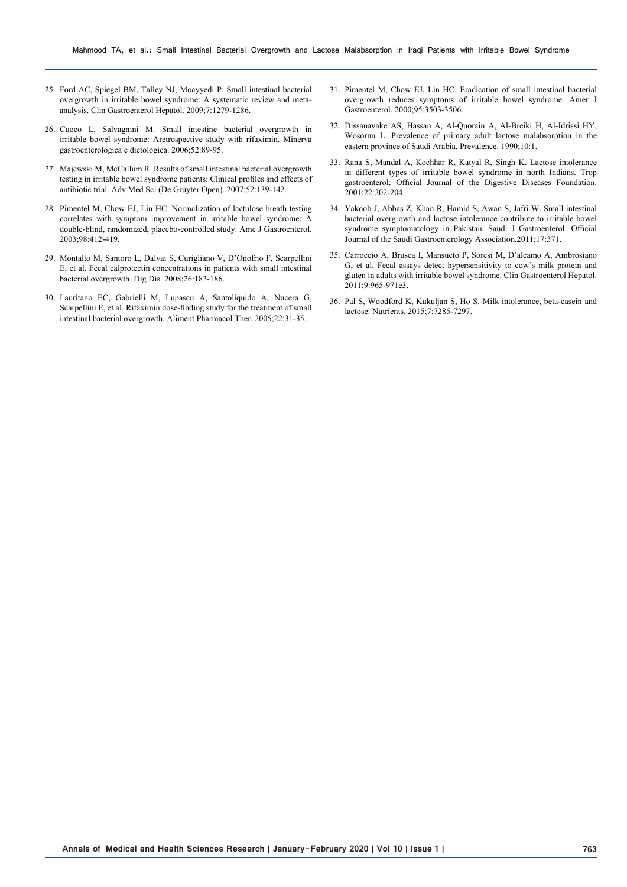25. Ford AC, Spiegel BM, Talley NJ, Moayyedi P. Small intestinal bacterial overgrowth in irritable bowel syndrome: A systematic review and meta-analysis. Clin Gastroenterol Hepatol. 2009;7:1279-1286.

26. Cuoco L, Salvagnini M. Small intestine bacterial overgrowth in irritable bowel syndrome: Aretrospective study with rifaximin. Minerva gastroenterologica e dietologica. 2006;52:89-95.

27. Majewski M, McCallum R. Results of small intestinal bacterial overgrowth testing in irritable bowel syndrome patients: Clinical profiles and effects of antibiotic trial. Adv Med Sci (De Gruyter Open). 2007;52:139-142.

28. Pimentel M, Chow EJ, Lin HC. Normalization of lactulose breath testing correlates with symptom improvement in irritable bowel syndrome: A double-blind, randomized, placebo-controlled study. Ame J Gastroenterol. 2003;98:412-419.

29. Montalto M, Santoro L, Dalvai S, Curigliano V, D'Onofrio F, Scarpellini E, et al. Fecal calprotectin concentrations in patients with small intestinal bacterial overgrowth. Dig Dis. 2008;26:183-186.

30. Lauritano EC, Gabrielli M, Lupascu A, Santoliquido A, Nucera G, Scarpellini E, et al. Rifaximin dose-finding study for the treatment of small intestinal bacterial overgrowth. Aliment Pharmacol Ther. 2005;22:31-35.

31. Pimentel M, Chow EJ, Lin HC. Eradication of small intestinal bacterial overgrowth reduces symptoms of irritable bowel syndrome. Amer J Gastroenterol. 2000;95:3503-3506.

32. Dissanayake AS, Hassan A, Al-Quorain A, Al-Breiki H, Al-Idrissi HY, Wosornu L. Prevalence of primary adult lactose malabsorption in the eastern province of Saudi Arabia. Prevalence. 1990;10:1.

33. Rana S, Mandal A, Kochhar R, Katyal R, Singh K. Lactose intolerance in different types of irritable bowel syndrome in north Indians. Trop gastroenterol: Official Journal of the Digestive Diseases Foundation. 2001;22:202-204.

34. Yakoob J, Abbas Z, Khan R, Hamid S, Awan S, Jafri W. Small intestinal bacterial overgrowth and lactose intolerance contribute to irritable bowel syndrome symptomatology in Pakistan. Saudi J Gastroenterol: Official Journal of the Saudi Gastroenterology Association.2011;17:371.

35. Carroccio A, Brusca I, Mansueto P, Soresi M, D'alcamo A, Ambrosiano G, et al. Fecal assays detect hypersensitivity to cow's milk protein and gluten in adults with irritable bowel syndrome. Clin Gastroenterol Hepatol. 2011;9:965-971e3.

36. Pal S, Woodford K, Kukuljan S, Ho S. Milk intolerance, beta-casein and lactose. Nutrients. 2015;7:7285-7297.